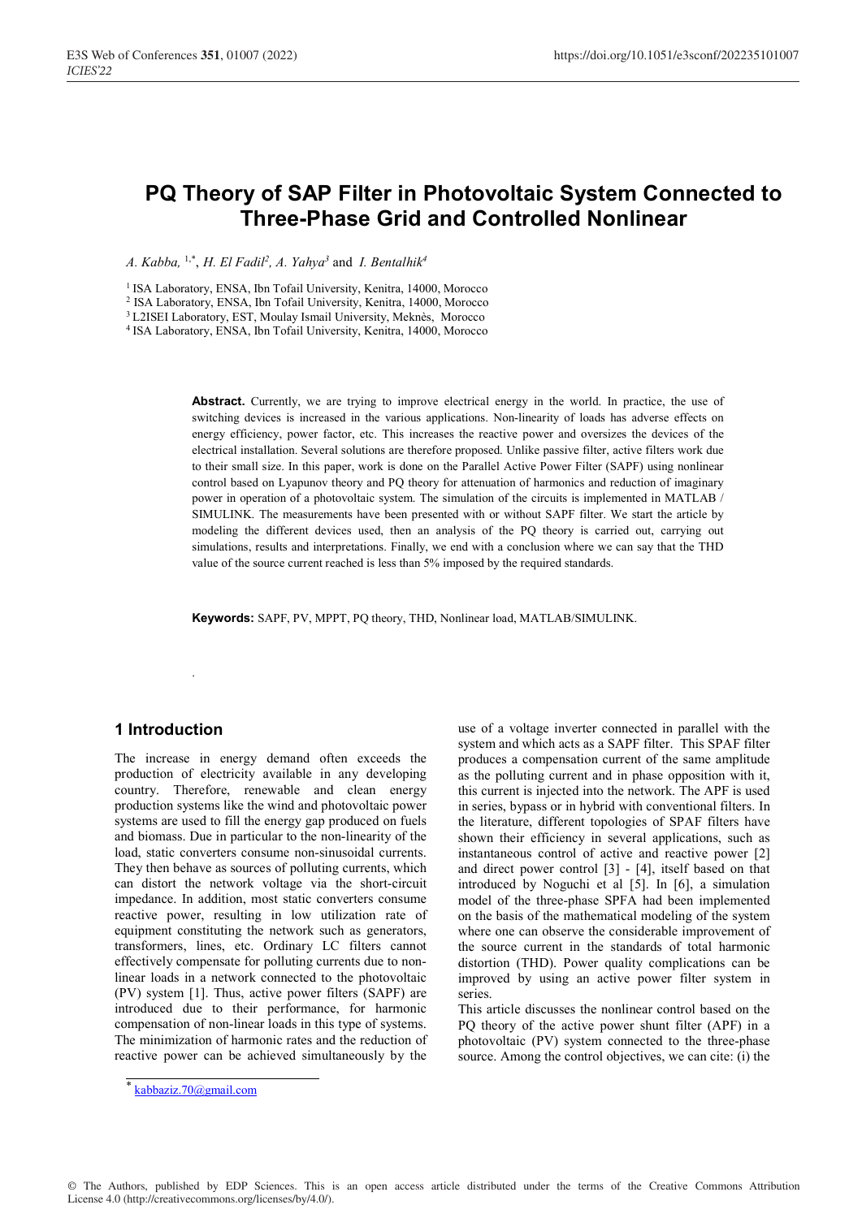# PQ Theory of SAP Filter in Photovoltaic System Connected to Three-Phase Grid and Controlled Nonlinear

*A. Kabba,* [1,*], *H. El Fadil*[2], *A. Yahya*[3] and *I. Bentalhik*[4]

[1] ISA Laboratory, ENSA, Ibn Tofail University, Kenitra, 14000, Morocco
[2] ISA Laboratory, ENSA, Ibn Tofail University, Kenitra, 14000, Morocco
[3] L2ISEI Laboratory, EST, Moulay Ismail University, Meknès, Morocco
[4] ISA Laboratory, ENSA, Ibn Tofail University, Kenitra, 14000, Morocco

**Abstract.** Currently, we are trying to improve electrical energy in the world. In practice, the use of switching devices is increased in the various applications. Non-linearity of loads has adverse effects on energy efficiency, power factor, etc. This increases the reactive power and oversizes the devices of the electrical installation. Several solutions are therefore proposed. Unlike passive filter, active filters work due to their small size. In this paper, work is done on the Parallel Active Power Filter (SAPF) using nonlinear control based on Lyapunov theory and PQ theory for attenuation of harmonics and reduction of imaginary power in operation of a photovoltaic system. The simulation of the circuits is implemented in MATLAB / SIMULINK. The measurements have been presented with or without SAPF filter. We start the article by modeling the different devices used, then an analysis of the PQ theory is carried out, carrying out simulations, results and interpretations. Finally, we end with a conclusion where we can say that the THD value of the source current reached is less than 5% imposed by the required standards.

**Keywords:** SAPF, PV, MPPT, PQ theory, THD, Nonlinear load, MATLAB/SIMULINK.

## 1 Introduction

The increase in energy demand often exceeds the production of electricity available in any developing country. Therefore, renewable and clean energy production systems like the wind and photovoltaic power systems are used to fill the energy gap produced on fuels and biomass. Due in particular to the non-linearity of the load, static converters consume non-sinusoidal currents. They then behave as sources of polluting currents, which can distort the network voltage via the short-circuit impedance. In addition, most static converters consume reactive power, resulting in low utilization rate of equipment constituting the network such as generators, transformers, lines, etc. Ordinary LC filters cannot effectively compensate for polluting currents due to non-linear loads in a network connected to the photovoltaic (PV) system [1]. Thus, active power filters (SAPF) are introduced due to their performance, for harmonic compensation of non-linear loads in this type of systems. The minimization of harmonic rates and the reduction of reactive power can be achieved simultaneously by the use of a voltage inverter connected in parallel with the system and which acts as a SAPF filter. This SPAF filter produces a compensation current of the same amplitude as the polluting current and in phase opposition with it, this current is injected into the network. The APF is used in series, bypass or in hybrid with conventional filters. In the literature, different topologies of SPAF filters have shown their efficiency in several applications, such as instantaneous control of active and reactive power [2] and direct power control [3] - [4], itself based on that introduced by Noguchi et al [5]. In [6], a simulation model of the three-phase SPFA had been implemented on the basis of the mathematical modeling of the system where one can observe the considerable improvement of the source current in the standards of total harmonic distortion (THD). Power quality complications can be improved by using an active power filter system in series.

This article discusses the nonlinear control based on the PQ theory of the active power shunt filter (APF) in a photovoltaic (PV) system connected to the three-phase source. Among the control objectives, we can cite: (i) the

[*] kabbaziz.70@gmail.com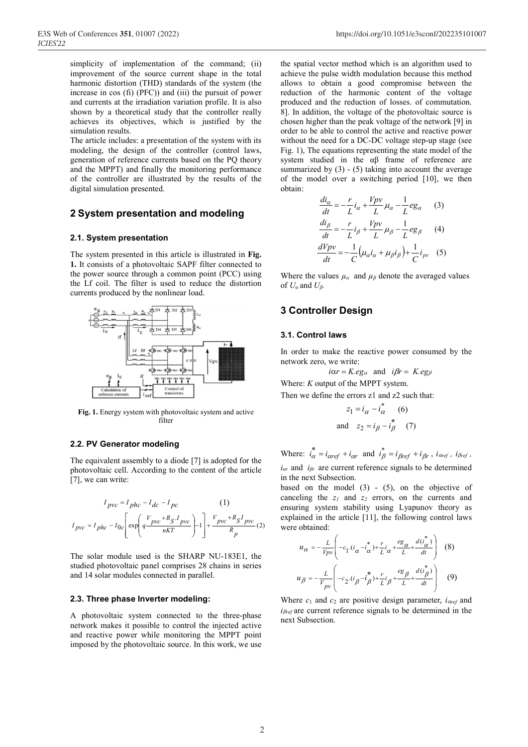simplicity of implementation of the command; (ii) improvement of the source current shape in the total harmonic distortion (THD) standards of the system (the increase in cos (fi) (PFC)) and (iii) the pursuit of power and currents at the irradiation variation profile. It is also shown by a theoretical study that the controller really achieves its objectives, which is justified by the simulation results.

The article includes: a presentation of the system with its modeling, the design of the controller (control laws, generation of reference currents based on the PQ theory and the MPPT) and finally the monitoring performance of the controller are illustrated by the results of the digital simulation presented.

## 2 System presentation and modeling

### 2.1. System presentation

The system presented in this article is illustrated in **Fig. 1.** It consists of a photovoltaic SAPF filter connected to the power source through a common point (PCC) using the Lf coil. The filter is used to reduce the distortion currents produced by the nonlinear load.

**Fig. 1.** Energy system with photovoltaic system and active filter

### 2.2. PV Generator modeling

The equivalent assembly to a diode [7] is adopted for the photovoltaic cell. According to the content of the article [7], we can write:

$$I_{pvc} = I_{phc} - I_{dc} - I_{pc} \quad (1)$$

$$I_{pvc} = I_{phc} - I_{0c}\left[\exp\left(q\frac{V_{pvc}+R_S.I_{pvc}}{nKT}\right)-1\right]+\frac{V_{pvc}+R_S I_{pvc}}{R_p} \quad (2)$$

The solar module used is the SHARP NU-183E1, the studied photovoltaic panel comprises 28 chains in series and 14 solar modules connected in parallel.

### 2.3. Three phase Inverter modeling:

A photovoltaic system connected to the three-phase network makes it possible to control the injected active and reactive power while monitoring the MPPT point imposed by the photovoltaic source. In this work, we use the spatial vector method which is an algorithm used to achieve the pulse width modulation because this method allows to obtain a good compromise between the reduction of the harmonic content of the voltage produced and the reduction of losses. of commutation. 8]. In addition, the voltage of the photovoltaic source is chosen higher than the peak voltage of the network [9] in order to be able to control the active and reactive power without the need for a DC-DC voltage step-up stage (see Fig. 1), The equations representing the state model of the system studied in the αβ frame of reference are summarized by (3) - (5) taking into account the average of the model over a switching period [10], we then obtain:

$$\frac{di_\alpha}{dt} = -\frac{r}{L}i_\alpha + \frac{Vpv}{L}\mu_\alpha - \frac{1}{L}eg_\alpha \quad (3)$$

$$\frac{di_\beta}{dt} = -\frac{r}{L}i_\beta + \frac{Vpv}{L}\mu_\beta - \frac{1}{L}eg_\beta \quad (4)$$

$$\frac{dVpv}{dt} = -\frac{1}{C}\left(\mu_\alpha i_\alpha + \mu_\beta i_\beta\right) + \frac{1}{C}i_{pv} \quad (5)$$

Where the values $\mu_\alpha$ and $\mu_\beta$ denote the averaged values of $U_\alpha$ and $U_\beta$.

## 3 Controller Design

### 3.1. Control laws

In order to make the reactive power consumed by the network zero, we write:

$$i\alpha r = K.eg_\alpha \quad \text{and} \quad i\beta r = K.eg_\beta$$

Where: $K$ output of the MPPT system.

Then we define the errors z1 and z2 such that:

$$z_1 = i_\alpha - i_\alpha^* \quad (6)$$

$$\text{and} \quad z_2 = i_\beta - i_\beta^* \quad (7)$$

Where: $i_\alpha^* = i_{\alpha ref} + i_{\alpha r}$ and $i_\beta^* = i_{\beta ref} + i_{\beta r}$, $i_{\alpha ref}$, $i_{\beta ref}$, $i_{\alpha r}$ and $i_{\beta r}$ are current reference signals to be determined in the next Subsection.

based on the model (3) - (5), on the objective of canceling the $z_1$ and $z_2$ errors, on the currents and ensuring system stability using Lyapunov theory as explained in the article [11], the following control laws were obtained:

$$u_\alpha = -\frac{L}{Vpv}\left(-c_1.(i_\alpha - i_\alpha^*) + \frac{r}{L}i_\alpha + \frac{eg_\alpha}{L} + \frac{d(i_\alpha^*)}{dt}\right) \quad (8)$$

$$u_\beta = -\frac{L}{V_{pv}}\left(-c_2.(i_\beta - i_\beta^*) + \frac{r}{L}i_\beta + \frac{eg_\beta}{L} + \frac{d(i_\beta^*)}{dt}\right) \quad (9)$$

Where $c_1$ and $c_2$ are positive design parameter, $i_{\alpha ref}$ and $i_{\beta ref}$ are current reference signals to be determined in the next Subsection.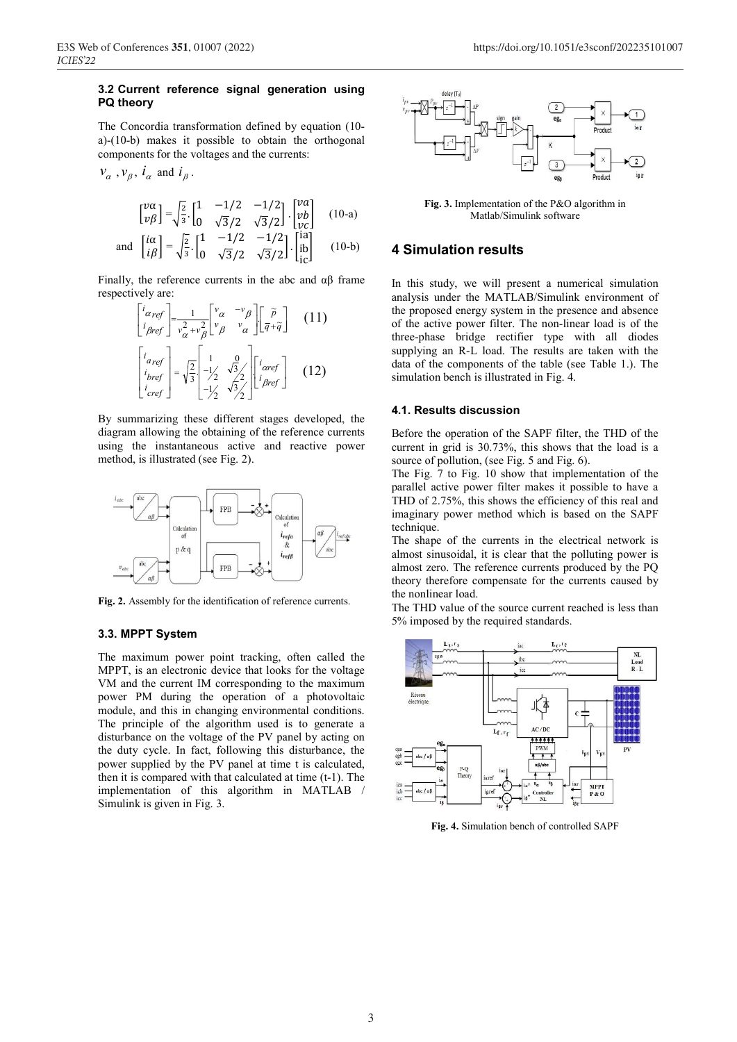### 3.2 Current reference signal generation using PQ theory

The Concordia transformation defined by equation (10-a)-(10-b) makes it possible to obtain the orthogonal components for the voltages and the currents:

$v_\alpha$, $v_\beta$, $i_\alpha$ and $i_\beta$.

$$\begin{bmatrix} v\alpha \\ v\beta \end{bmatrix} = \sqrt{\frac{2}{3}} \cdot \begin{bmatrix} 1 & -1/2 & -1/2 \\ 0 & \sqrt{3}/2 & \sqrt{3}/2 \end{bmatrix} \cdot \begin{bmatrix} va \\ vb \\ vc \end{bmatrix} \quad \text{(10-a)}$$

and $$\begin{bmatrix} i\alpha \\ i\beta \end{bmatrix} = \sqrt{\frac{2}{3}} \cdot \begin{bmatrix} 1 & -1/2 & -1/2 \\ 0 & \sqrt{3}/2 & \sqrt{3}/2 \end{bmatrix} \cdot \begin{bmatrix} ia \\ ib \\ ic \end{bmatrix} \quad \text{(10-b)}$$

Finally, the reference currents in the abc and αβ frame respectively are:

$$\begin{bmatrix} i_{\alpha ref} \\ i_{\beta ref} \end{bmatrix} = \frac{1}{v_\alpha^2 + v_\beta^2} \begin{bmatrix} v_\alpha & -v_\beta \\ v_\beta & v_\alpha \end{bmatrix} \begin{bmatrix} \tilde{p} \\ \bar{q} + \tilde{q} \end{bmatrix} \quad (11)$$

$$\begin{bmatrix} i_{aref} \\ i_{bref} \\ i_{cref} \end{bmatrix} = \sqrt{\frac{2}{3}} \cdot \begin{bmatrix} 1 & 0 \\ -1/2 & \sqrt{3}/2 \\ -1/2 & \sqrt{3}/2 \end{bmatrix} \begin{bmatrix} i_{\alpha ref} \\ i_{\beta ref} \end{bmatrix} \quad (12)$$

By summarizing these different stages developed, the diagram allowing the obtaining of the reference currents using the instantaneous active and reactive power method, is illustrated (see Fig. 2).

Fig. 2. Assembly for the identification of reference currents.

### 3.3. MPPT System

The maximum power point tracking, often called the MPPT, is an electronic device that looks for the voltage VM and the current IM corresponding to the maximum power PM during the operation of a photovoltaic module, and this in changing environmental conditions. The principle of the algorithm used is to generate a disturbance on the voltage of the PV panel by acting on the duty cycle. In fact, following this disturbance, the power supplied by the PV panel at time t is calculated, then it is compared with that calculated at time (t-1). The implementation of this algorithm in MATLAB / Simulink is given in Fig. 3.

Fig. 3. Implementation of the P&O algorithm in Matlab/Simulink software

## 4 Simulation results

In this study, we will present a numerical simulation analysis under the MATLAB/Simulink environment of the proposed energy system in the presence and absence of the active power filter. The non-linear load is of the three-phase bridge rectifier type with all diodes supplying an R-L load. The results are taken with the data of the components of the table (see Table 1.). The simulation bench is illustrated in Fig. 4.

### 4.1. Results discussion

Before the operation of the SAPF filter, the THD of the current in grid is 30.73%, this shows that the load is a source of pollution, (see Fig. 5 and Fig. 6).

The Fig. 7 to Fig. 10 show that implementation of the parallel active power filter makes it possible to have a THD of 2.75%, this shows the efficiency of this real and imaginary power method which is based on the SAPF technique.

The shape of the currents in the electrical network is almost sinusoidal, it is clear that the polluting power is almost zero. The reference currents produced by the PQ theory therefore compensate for the currents caused by the nonlinear load.

The THD value of the source current reached is less than 5% imposed by the required standards.

Fig. 4. Simulation bench of controlled SAPF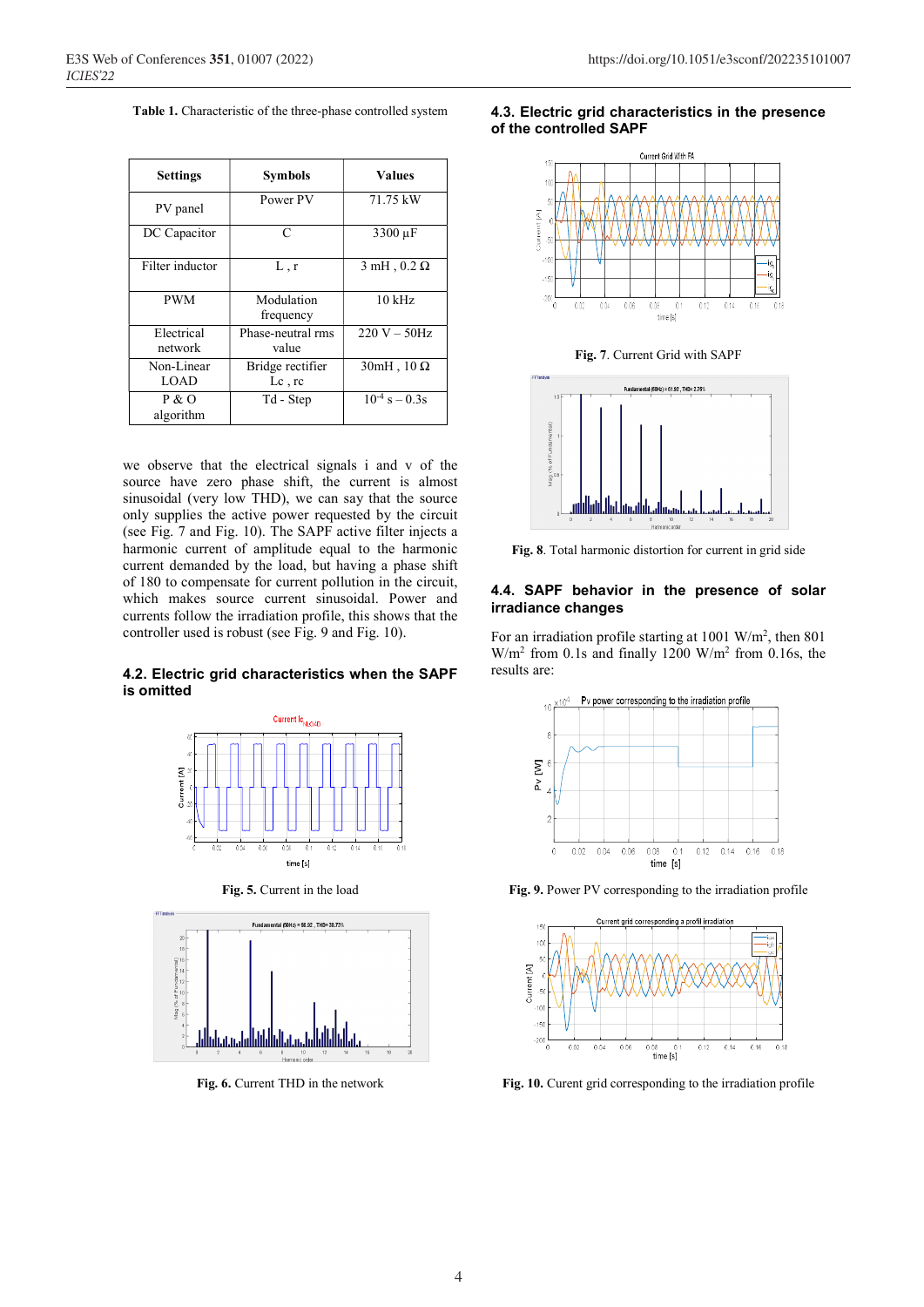**Table 1.** Characteristic of the three-phase controlled system

| Settings | Symbols | Values |
|---|---|---|
| PV panel | Power PV | 71.75 kW |
| DC Capacitor | C | 3300 µF |
| Filter inductor | L , r | 3 mH , 0.2 Ω |
| PWM | Modulation frequency | 10 kHz |
| Electrical network | Phase-neutral rms value | 220 V – 50Hz |
| Non-Linear LOAD | Bridge rectifier Lc , rc | 30mH , 10 Ω |
| P & O algorithm | Td - Step | $10^{-4}$ s – 0.3s |

we observe that the electrical signals i and v of the source have zero phase shift, the current is almost sinusoidal (very low THD), we can say that the source only supplies the active power requested by the circuit (see Fig. 7 and Fig. 10). The SAPF active filter injects a harmonic current of amplitude equal to the harmonic current demanded by the load, but having a phase shift of 180 to compensate for current pollution in the circuit, which makes source current sinusoidal. Power and currents follow the irradiation profile, this shows that the controller used is robust (see Fig. 9 and Fig. 10).

### 4.2. Electric grid characteristics when the SAPF is omitted

**Fig. 5.** Current in the load

**Fig. 6.** Current THD in the network

### 4.3. Electric grid characteristics in the presence of the controlled SAPF

**Fig. 7**. Current Grid with SAPF

**Fig. 8**. Total harmonic distortion for current in grid side

### 4.4. SAPF behavior in the presence of solar irradiance changes

For an irradiation profile starting at 1001 W/m$^2$, then 801 W/m$^2$ from 0.1s and finally 1200 W/m$^2$ from 0.16s, the results are:

**Fig. 9.** Power PV corresponding to the irradiation profile

**Fig. 10.** Curent grid corresponding to the irradiation profile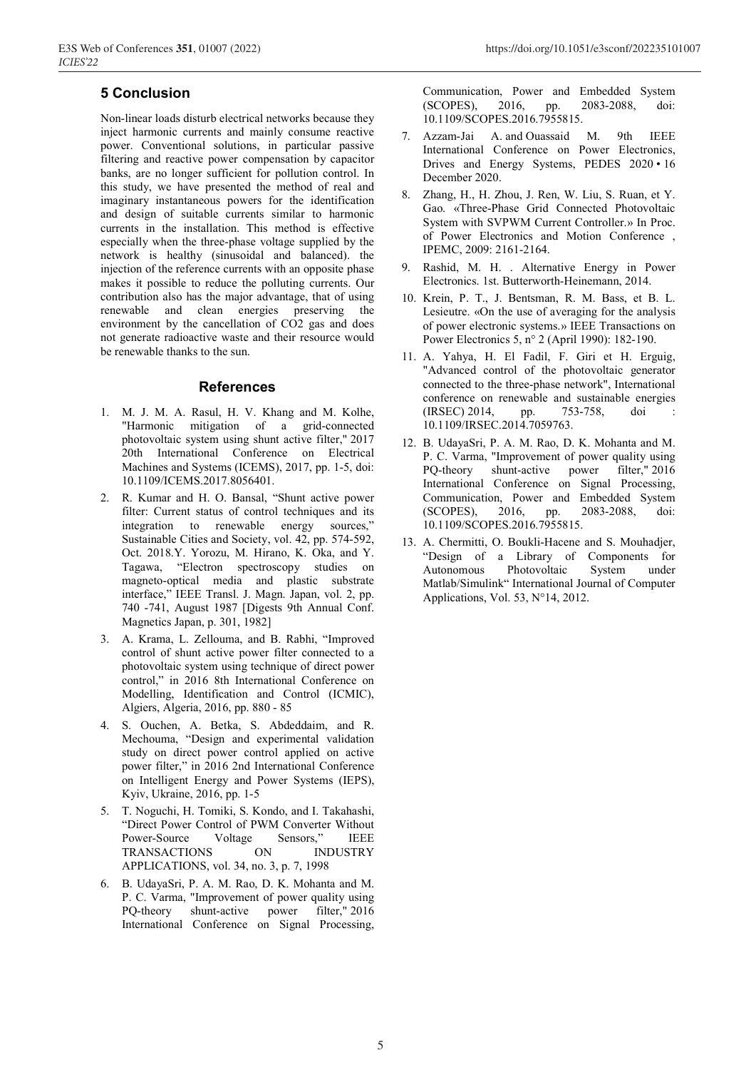## 5 Conclusion

Non-linear loads disturb electrical networks because they inject harmonic currents and mainly consume reactive power. Conventional solutions, in particular passive filtering and reactive power compensation by capacitor banks, are no longer sufficient for pollution control. In this study, we have presented the method of real and imaginary instantaneous powers for the identification and design of suitable currents similar to harmonic currents in the installation. This method is effective especially when the three-phase voltage supplied by the network is healthy (sinusoidal and balanced). the injection of the reference currents with an opposite phase makes it possible to reduce the polluting currents. Our contribution also has the major advantage, that of using renewable and clean energies preserving the environment by the cancellation of $CO_2$ gas and does not generate radioactive waste and their resource would be renewable thanks to the sun.

## References

1. M. J. M. A. Rasul, H. V. Khang and M. Kolhe, "Harmonic mitigation of a grid-connected photovoltaic system using shunt active filter," 2017 20th International Conference on Electrical Machines and Systems (ICEMS), 2017, pp. 1-5, doi: 10.1109/ICEMS.2017.8056401.
2. R. Kumar and H. O. Bansal, "Shunt active power filter: Current status of control techniques and its integration to renewable energy sources," Sustainable Cities and Society, vol. 42, pp. 574-592, Oct. 2018.Y. Yorozu, M. Hirano, K. Oka, and Y. Tagawa, "Electron spectroscopy studies on magneto-optical media and plastic substrate interface," IEEE Transl. J. Magn. Japan, vol. 2, pp. 740 -741, August 1987 [Digests 9th Annual Conf. Magnetics Japan, p. 301, 1982]
3. A. Krama, L. Zellouma, and B. Rabhi, "Improved control of shunt active power filter connected to a photovoltaic system using technique of direct power control," in 2016 8th International Conference on Modelling, Identification and Control (ICMIC), Algiers, Algeria, 2016, pp. 880 - 85
4. S. Ouchen, A. Betka, S. Abdeddaim, and R. Mechouma, "Design and experimental validation study on direct power control applied on active power filter," in 2016 2nd International Conference on Intelligent Energy and Power Systems (IEPS), Kyiv, Ukraine, 2016, pp. 1-5
5. T. Noguchi, H. Tomiki, S. Kondo, and I. Takahashi, "Direct Power Control of PWM Converter Without Power-Source Voltage Sensors," IEEE TRANSACTIONS ON INDUSTRY APPLICATIONS, vol. 34, no. 3, p. 7, 1998
6. B. UdayaSri, P. A. M. Rao, D. K. Mohanta and M. P. C. Varma, "Improvement of power quality using PQ-theory shunt-active power filter," 2016 International Conference on Signal Processing, Communication, Power and Embedded System (SCOPES), 2016, pp. 2083-2088, doi: 10.1109/SCOPES.2016.7955815.
7. Azzam-Jai A. and Ouassaid M. 9th IEEE International Conference on Power Electronics, Drives and Energy Systems, PEDES 2020 • 16 December 2020.
8. Zhang, H., H. Zhou, J. Ren, W. Liu, S. Ruan, et Y. Gao. «Three-Phase Grid Connected Photovoltaic System with SVPWM Current Controller.» In Proc. of Power Electronics and Motion Conference , IPEMC, 2009: 2161-2164.
9. Rashid, M. H. . Alternative Energy in Power Electronics. 1st. Butterworth-Heinemann, 2014.
10. Krein, P. T., J. Bentsman, R. M. Bass, et B. L. Lesieutre. «On the use of averaging for the analysis of power electronic systems.» IEEE Transactions on Power Electronics 5, n° 2 (April 1990): 182-190.
11. A. Yahya, H. El Fadil, F. Giri et H. Erguig, "Advanced control of the photovoltaic generator connected to the three-phase network", International conference on renewable and sustainable energies (IRSEC) 2014, pp. 753-758, doi : 10.1109/IRSEC.2014.7059763.
12. B. UdayaSri, P. A. M. Rao, D. K. Mohanta and M. P. C. Varma, "Improvement of power quality using PQ-theory shunt-active power filter," 2016 International Conference on Signal Processing, Communication, Power and Embedded System (SCOPES), 2016, pp. 2083-2088, doi: 10.1109/SCOPES.2016.7955815.
13. A. Chermitti, O. Boukli-Hacene and S. Mouhadjer, "Design of a Library of Components for Autonomous Photovoltaic System under Matlab/Simulink" International Journal of Computer Applications, Vol. 53, N°14, 2012.